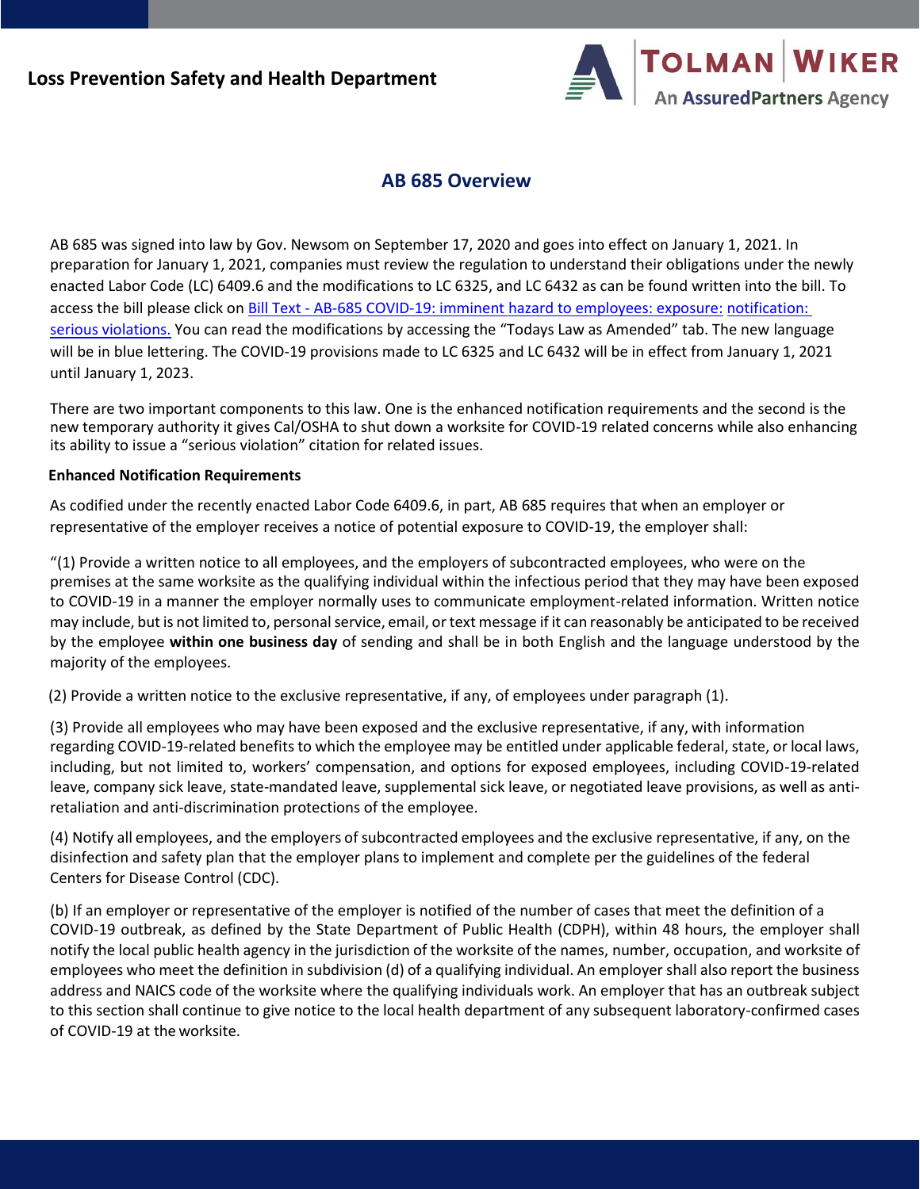## Loss Prevention Safety and Health Department

# AB 685 Overview

AB 685 was signed into law by Gov. Newsom on September 17, 2020 and goes into effect on January 1, 2021. In preparation for January 1, 2021, companies must review the regulation to understand their obligations under the newly enacted Labor Code (LC) 6409.6 and the modifications to LC 6325, and LC 6432 as can be found written into the bill. To access the bill please click on [Bill Text - AB-685 COVID-19: imminent hazard to employees: exposure: notification: serious violations.](#) You can read the modifications by accessing the "Todays Law as Amended" tab. The new language will be in blue lettering. The COVID-19 provisions made to LC 6325 and LC 6432 will be in effect from January 1, 2021 until January 1, 2023.

There are two important components to this law. One is the enhanced notification requirements and the second is the new temporary authority it gives Cal/OSHA to shut down a worksite for COVID-19 related concerns while also enhancing its ability to issue a "serious violation" citation for related issues.

**Enhanced Notification Requirements**

As codified under the recently enacted Labor Code 6409.6, in part, AB 685 requires that when an employer or representative of the employer receives a notice of potential exposure to COVID-19, the employer shall:

"(1) Provide a written notice to all employees, and the employers of subcontracted employees, who were on the premises at the same worksite as the qualifying individual within the infectious period that they may have been exposed to COVID-19 in a manner the employer normally uses to communicate employment-related information. Written notice may include, but is not limited to, personal service, email, or text message if it can reasonably be anticipated to be received by the employee **within one business day** of sending and shall be in both English and the language understood by the majority of the employees.

(2) Provide a written notice to the exclusive representative, if any, of employees under paragraph (1).

(3) Provide all employees who may have been exposed and the exclusive representative, if any, with information regarding COVID-19-related benefits to which the employee may be entitled under applicable federal, state, or local laws, including, but not limited to, workers' compensation, and options for exposed employees, including COVID-19-related leave, company sick leave, state-mandated leave, supplemental sick leave, or negotiated leave provisions, as well as anti-retaliation and anti-discrimination protections of the employee.

(4) Notify all employees, and the employers of subcontracted employees and the exclusive representative, if any, on the disinfection and safety plan that the employer plans to implement and complete per the guidelines of the federal Centers for Disease Control (CDC).

(b) If an employer or representative of the employer is notified of the number of cases that meet the definition of a COVID-19 outbreak, as defined by the State Department of Public Health (CDPH), within 48 hours, the employer shall notify the local public health agency in the jurisdiction of the worksite of the names, number, occupation, and worksite of employees who meet the definition in subdivision (d) of a qualifying individual. An employer shall also report the business address and NAICS code of the worksite where the qualifying individuals work. An employer that has an outbreak subject to this section shall continue to give notice to the local health department of any subsequent laboratory-confirmed cases of COVID-19 at the worksite.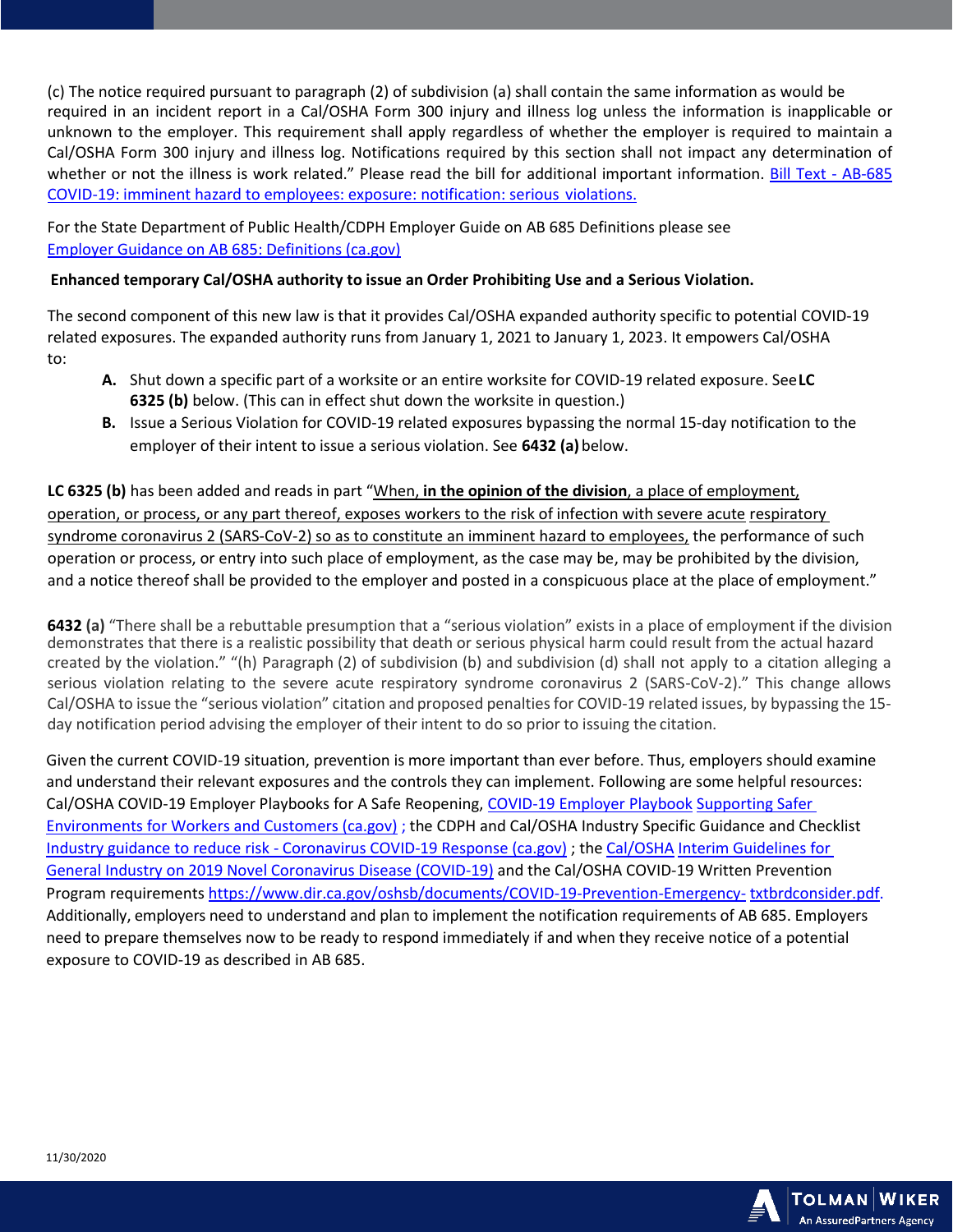(c) The notice required pursuant to paragraph (2) of subdivision (a) shall contain the same information as would be required in an incident report in a Cal/OSHA Form 300 injury and illness log unless the information is inapplicable or unknown to the employer. This requirement shall apply regardless of whether the employer is required to maintain a Cal/OSHA Form 300 injury and illness log. Notifications required by this section shall not impact any determination of whether or not the illness is work related." Please read the bill for additional important information. Bill Text - AB-685 COVID-19: imminent hazard to employees: exposure: notification: serious violations.

For the State Department of Public Health/CDPH Employer Guide on AB 685 Definitions please see Employer Guidance on AB 685: Definitions (ca.gov)

**Enhanced temporary Cal/OSHA authority to issue an Order Prohibiting Use and a Serious Violation.**

The second component of this new law is that it provides Cal/OSHA expanded authority specific to potential COVID-19 related exposures. The expanded authority runs from January 1, 2021 to January 1, 2023. It empowers Cal/OSHA to:

- **A.** Shut down a specific part of a worksite or an entire worksite for COVID-19 related exposure. See **LC 6325 (b)** below. (This can in effect shut down the worksite in question.)
- **B.** Issue a Serious Violation for COVID-19 related exposures bypassing the normal 15-day notification to the employer of their intent to issue a serious violation. See **6432 (a)** below.

**LC 6325 (b)** has been added and reads in part "When, **in the opinion of the division**, a place of employment, operation, or process, or any part thereof, exposes workers to the risk of infection with severe acute respiratory syndrome coronavirus 2 (SARS-CoV-2) so as to constitute an imminent hazard to employees, the performance of such operation or process, or entry into such place of employment, as the case may be, may be prohibited by the division, and a notice thereof shall be provided to the employer and posted in a conspicuous place at the place of employment."

**6432 (a)** "There shall be a rebuttable presumption that a "serious violation" exists in a place of employment if the division demonstrates that there is a realistic possibility that death or serious physical harm could result from the actual hazard created by the violation." "(h) Paragraph (2) of subdivision (b) and subdivision (d) shall not apply to a citation alleging a serious violation relating to the severe acute respiratory syndrome coronavirus 2 (SARS-CoV-2)." This change allows Cal/OSHA to issue the "serious violation" citation and proposed penalties for COVID-19 related issues, by bypassing the 15-day notification period advising the employer of their intent to do so prior to issuing the citation.

Given the current COVID-19 situation, prevention is more important than ever before. Thus, employers should examine and understand their relevant exposures and the controls they can implement. Following are some helpful resources: Cal/OSHA COVID-19 Employer Playbooks for A Safe Reopening, COVID-19 Employer Playbook Supporting Safer Environments for Workers and Customers (ca.gov) ; the CDPH and Cal/OSHA Industry Specific Guidance and Checklist Industry guidance to reduce risk - Coronavirus COVID-19 Response (ca.gov) ; the Cal/OSHA Interim Guidelines for General Industry on 2019 Novel Coronavirus Disease (COVID-19) and the Cal/OSHA COVID-19 Written Prevention Program requirements https://www.dir.ca.gov/oshsb/documents/COVID-19-Prevention-Emergency-txtbrdconsider.pdf. Additionally, employers need to understand and plan to implement the notification requirements of AB 685. Employers need to prepare themselves now to be ready to respond immediately if and when they receive notice of a potential exposure to COVID-19 as described in AB 685.

11/30/2020